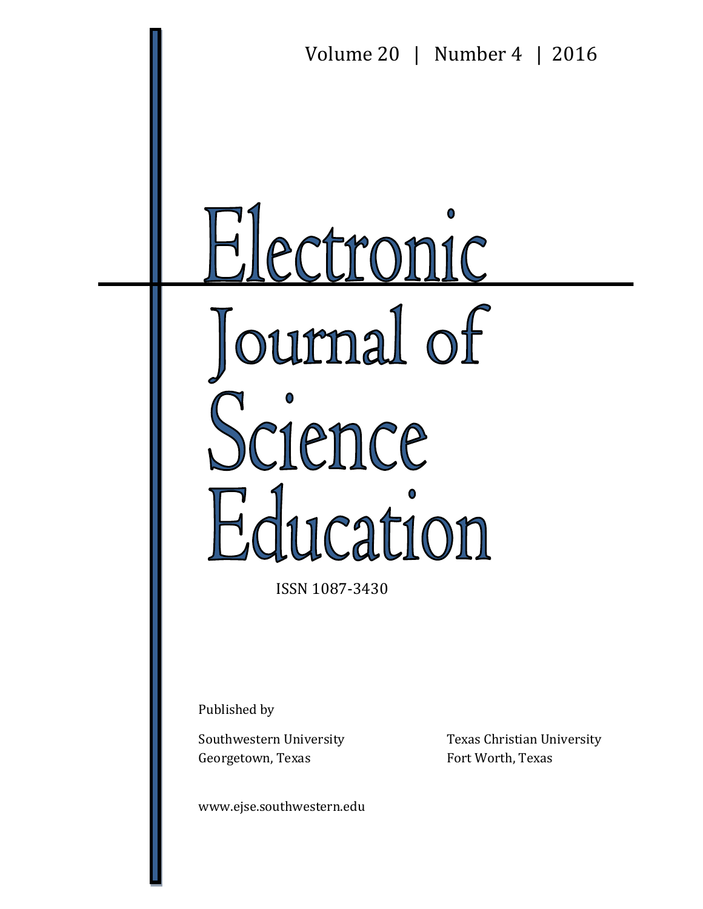Volume 20 | Number 4 | 2016

# Electronic Journal of Science Education

ISSN 1087-3430

Published by

Southwestern University
Georgetown, Texas

Texas Christian University
Fort Worth, Texas

www.ejse.southwestern.edu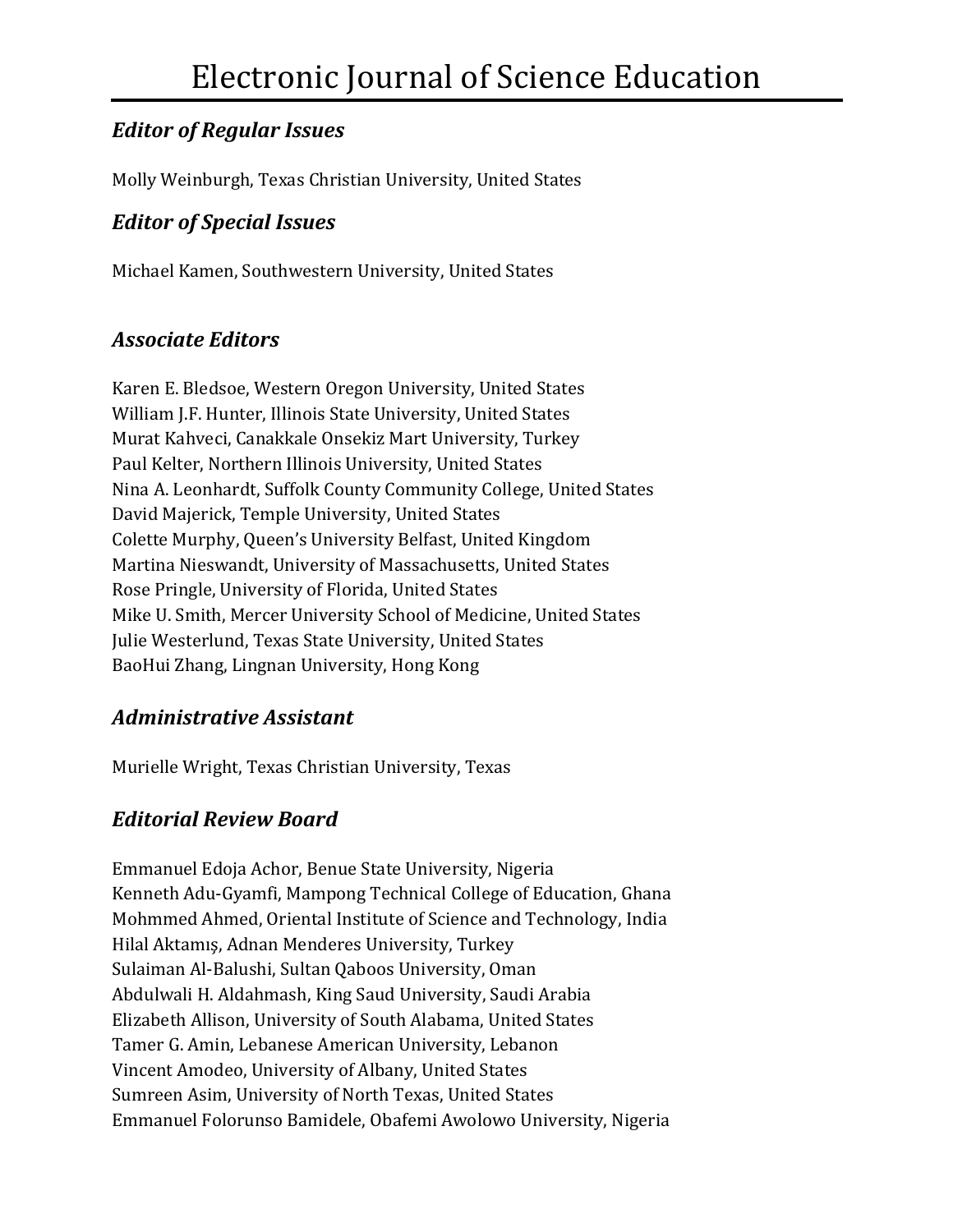# Electronic Journal of Science Education

## *Editor of Regular Issues*

Molly Weinburgh, Texas Christian University, United States

## *Editor of Special Issues*

Michael Kamen, Southwestern University, United States

## *Associate Editors*

Karen E. Bledsoe, Western Oregon University, United States
William J.F. Hunter, Illinois State University, United States
Murat Kahveci, Canakkale Onsekiz Mart University, Turkey
Paul Kelter, Northern Illinois University, United States
Nina A. Leonhardt, Suffolk County Community College, United States
David Majerick, Temple University, United States
Colette Murphy, Queen's University Belfast, United Kingdom
Martina Nieswandt, University of Massachusetts, United States
Rose Pringle, University of Florida, United States
Mike U. Smith, Mercer University School of Medicine, United States
Julie Westerlund, Texas State University, United States
BaoHui Zhang, Lingnan University, Hong Kong

## *Administrative Assistant*

Murielle Wright, Texas Christian University, Texas

## *Editorial Review Board*

Emmanuel Edoja Achor, Benue State University, Nigeria
Kenneth Adu-Gyamfi, Mampong Technical College of Education, Ghana
Mohmmed Ahmed, Oriental Institute of Science and Technology, India
Hilal Aktamış, Adnan Menderes University, Turkey
Sulaiman Al-Balushi, Sultan Qaboos University, Oman
Abdulwali H. Aldahmash, King Saud University, Saudi Arabia
Elizabeth Allison, University of South Alabama, United States
Tamer G. Amin, Lebanese American University, Lebanon
Vincent Amodeo, University of Albany, United States
Sumreen Asim, University of North Texas, United States
Emmanuel Folorunso Bamidele, Obafemi Awolowo University, Nigeria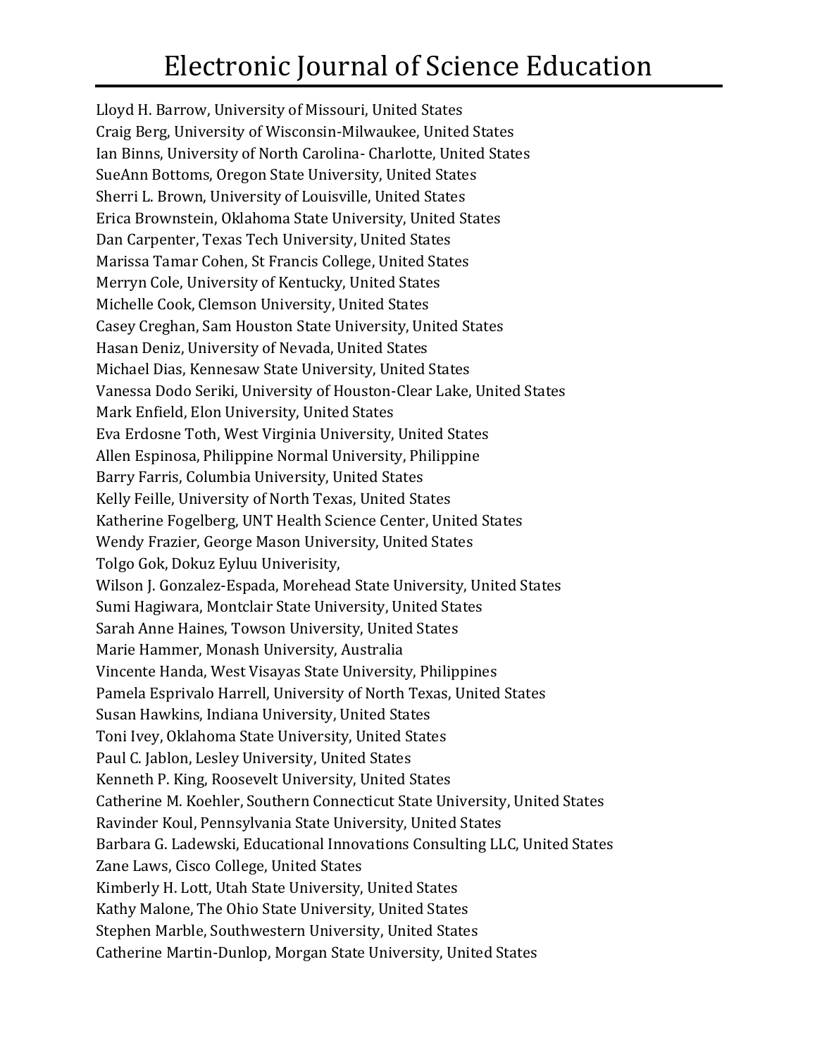# Electronic Journal of Science Education

Lloyd H. Barrow, University of Missouri, United States
Craig Berg, University of Wisconsin-Milwaukee, United States
Ian Binns, University of North Carolina- Charlotte, United States
SueAnn Bottoms, Oregon State University, United States
Sherri L. Brown, University of Louisville, United States
Erica Brownstein, Oklahoma State University, United States
Dan Carpenter, Texas Tech University, United States
Marissa Tamar Cohen, St Francis College, United States
Merryn Cole, University of Kentucky, United States
Michelle Cook, Clemson University, United States
Casey Creghan, Sam Houston State University, United States
Hasan Deniz, University of Nevada, United States
Michael Dias, Kennesaw State University, United States
Vanessa Dodo Seriki, University of Houston-Clear Lake, United States
Mark Enfield, Elon University, United States
Eva Erdosne Toth, West Virginia University, United States
Allen Espinosa, Philippine Normal University, Philippine
Barry Farris, Columbia University, United States
Kelly Feille, University of North Texas, United States
Katherine Fogelberg, UNT Health Science Center, United States
Wendy Frazier, George Mason University, United States
Tolgo Gok, Dokuz Eyluu Univerisity,
Wilson J. Gonzalez-Espada, Morehead State University, United States
Sumi Hagiwara, Montclair State University, United States
Sarah Anne Haines, Towson University, United States
Marie Hammer, Monash University, Australia
Vincente Handa, West Visayas State University, Philippines
Pamela Esprivalo Harrell, University of North Texas, United States
Susan Hawkins, Indiana University, United States
Toni Ivey, Oklahoma State University, United States
Paul C. Jablon, Lesley University, United States
Kenneth P. King, Roosevelt University, United States
Catherine M. Koehler, Southern Connecticut State University, United States
Ravinder Koul, Pennsylvania State University, United States
Barbara G. Ladewski, Educational Innovations Consulting LLC, United States
Zane Laws, Cisco College, United States
Kimberly H. Lott, Utah State University, United States
Kathy Malone, The Ohio State University, United States
Stephen Marble, Southwestern University, United States
Catherine Martin-Dunlop, Morgan State University, United States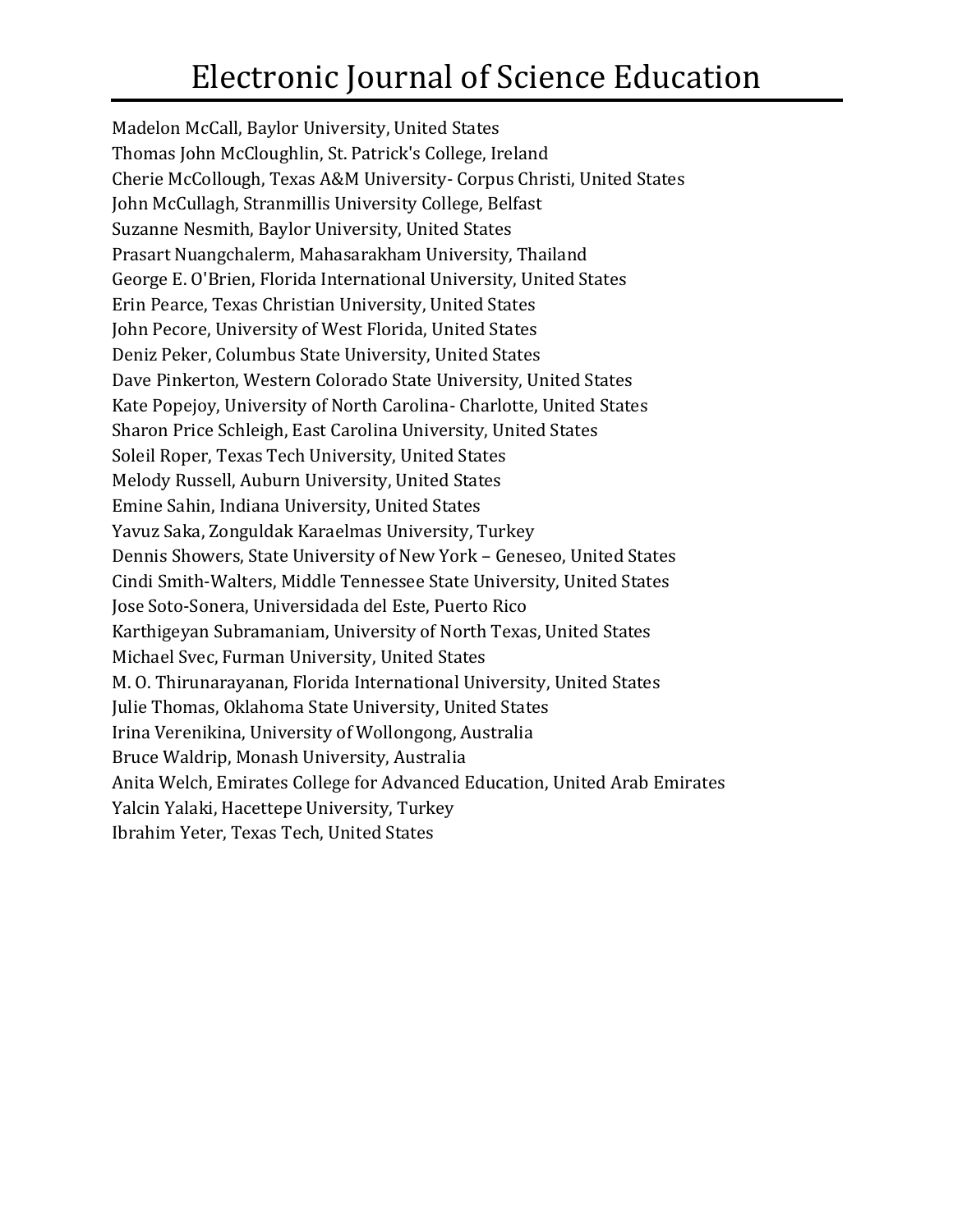Madelon McCall, Baylor University, United States
Thomas John McCloughlin, St. Patrick's College, Ireland
Cherie McCollough, Texas A&M University- Corpus Christi, United States
John McCullagh, Stranmillis University College, Belfast
Suzanne Nesmith, Baylor University, United States
Prasart Nuangchalerm, Mahasarakham University, Thailand
George E. O'Brien, Florida International University, United States
Erin Pearce, Texas Christian University, United States
John Pecore, University of West Florida, United States
Deniz Peker, Columbus State University, United States
Dave Pinkerton, Western Colorado State University, United States
Kate Popejoy, University of North Carolina- Charlotte, United States
Sharon Price Schleigh, East Carolina University, United States
Soleil Roper, Texas Tech University, United States
Melody Russell, Auburn University, United States
Emine Sahin, Indiana University, United States
Yavuz Saka, Zonguldak Karaelmas University, Turkey
Dennis Showers, State University of New York – Geneseo, United States
Cindi Smith-Walters, Middle Tennessee State University, United States
Jose Soto-Sonera, Universidada del Este, Puerto Rico
Karthigeyan Subramaniam, University of North Texas, United States
Michael Svec, Furman University, United States
M. O. Thirunarayanan, Florida International University, United States
Julie Thomas, Oklahoma State University, United States
Irina Verenikina, University of Wollongong, Australia
Bruce Waldrip, Monash University, Australia
Anita Welch, Emirates College for Advanced Education, United Arab Emirates
Yalcin Yalaki, Hacettepe University, Turkey
Ibrahim Yeter, Texas Tech, United States